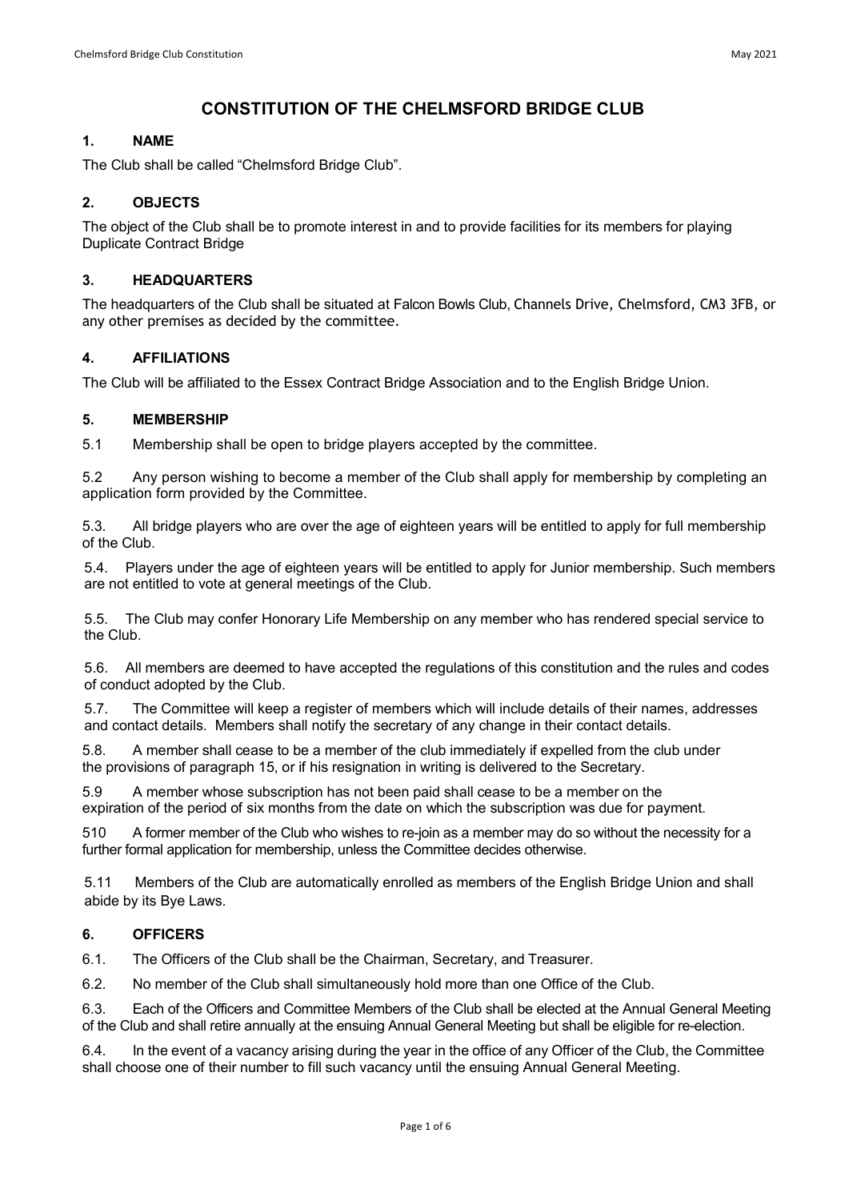# CONSTITUTION OF THE CHELMSFORD BRIDGE CLUB

## 1. NAME

The Club shall be called "Chelmsford Bridge Club".

## 2. OBJECTS

The object of the Club shall be to promote interest in and to provide facilities for its members for playing Duplicate Contract Bridge

## 3. HEADQUARTERS

The headquarters of the Club shall be situated at Falcon Bowls Club, Channels Drive, Chelmsford, CM3 3FB, or any other premises as decided by the committee.

## 4. AFFILIATIONS

The Club will be affiliated to the Essex Contract Bridge Association and to the English Bridge Union.

## 5. MEMBERSHIP

5.1 Membership shall be open to bridge players accepted by the committee.

5.2 Any person wishing to become a member of the Club shall apply for membership by completing an application form provided by the Committee.

5.3. All bridge players who are over the age of eighteen years will be entitled to apply for full membership of the Club.

5.4. Players under the age of eighteen years will be entitled to apply for Junior membership. Such members are not entitled to vote at general meetings of the Club.

5.5. The Club may confer Honorary Life Membership on any member who has rendered special service to the Club.

5.6. All members are deemed to have accepted the regulations of this constitution and the rules and codes of conduct adopted by the Club.

5.7. The Committee will keep a register of members which will include details of their names, addresses and contact details. Members shall notify the secretary of any change in their contact details.

5.8. A member shall cease to be a member of the club immediately if expelled from the club under the provisions of paragraph 15, or if his resignation in writing is delivered to the Secretary.

5.9 A member whose subscription has not been paid shall cease to be a member on the expiration of the period of six months from the date on which the subscription was due for payment.

510 A former member of the Club who wishes to re-join as a member may do so without the necessity for a further formal application for membership, unless the Committee decides otherwise.

5.11 Members of the Club are automatically enrolled as members of the English Bridge Union and shall abide by its Bye Laws.

## 6. OFFICERS

6.1. The Officers of the Club shall be the Chairman, Secretary, and Treasurer.

6.2. No member of the Club shall simultaneously hold more than one Office of the Club.

6.3. Each of the Officers and Committee Members of the Club shall be elected at the Annual General Meeting of the Club and shall retire annually at the ensuing Annual General Meeting but shall be eligible for re-election.

6.4. In the event of a vacancy arising during the year in the office of any Officer of the Club, the Committee shall choose one of their number to fill such vacancy until the ensuing Annual General Meeting.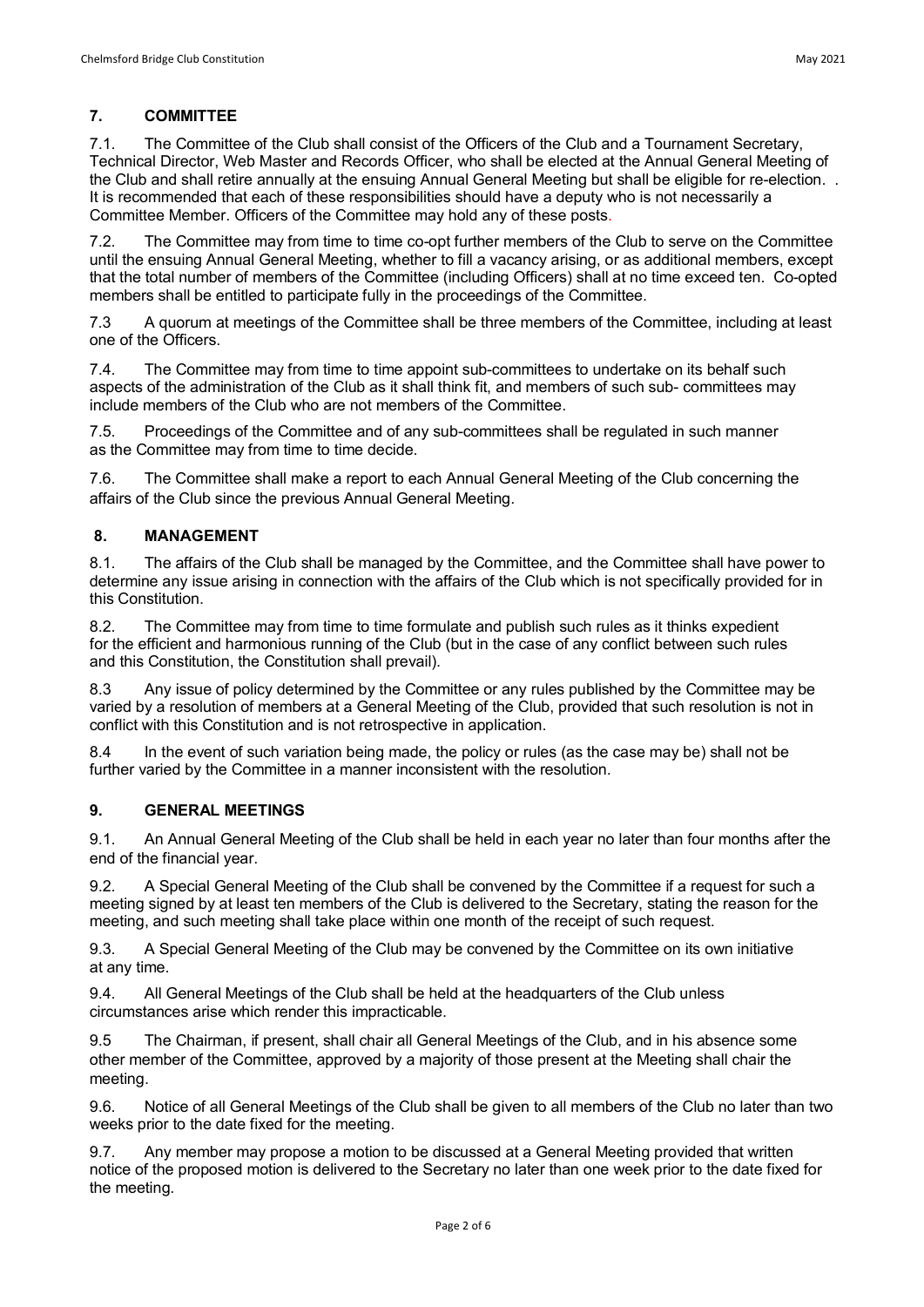## 7. COMMITTEE

7.1. The Committee of the Club shall consist of the Officers of the Club and a Tournament Secretary, Technical Director, Web Master and Records Officer, who shall be elected at the Annual General Meeting of the Club and shall retire annually at the ensuing Annual General Meeting but shall be eligible for re-election. . It is recommended that each of these responsibilities should have a deputy who is not necessarily a Committee Member. Officers of the Committee may hold any of these posts.

7.2. The Committee may from time to time co-opt further members of the Club to serve on the Committee until the ensuing Annual General Meeting, whether to fill a vacancy arising, or as additional members, except that the total number of members of the Committee (including Officers) shall at no time exceed ten. Co-opted members shall be entitled to participate fully in the proceedings of the Committee.

7.3 A quorum at meetings of the Committee shall be three members of the Committee, including at least one of the Officers.

7.4. The Committee may from time to time appoint sub-committees to undertake on its behalf such aspects of the administration of the Club as it shall think fit, and members of such sub- committees may include members of the Club who are not members of the Committee.

7.5. Proceedings of the Committee and of any sub-committees shall be regulated in such manner as the Committee may from time to time decide.

7.6. The Committee shall make a report to each Annual General Meeting of the Club concerning the affairs of the Club since the previous Annual General Meeting.

## 8. MANAGEMENT

8.1. The affairs of the Club shall be managed by the Committee, and the Committee shall have power to determine any issue arising in connection with the affairs of the Club which is not specifically provided for in this Constitution.

8.2. The Committee may from time to time formulate and publish such rules as it thinks expedient for the efficient and harmonious running of the Club (but in the case of any conflict between such rules and this Constitution, the Constitution shall prevail).

8.3 Any issue of policy determined by the Committee or any rules published by the Committee may be varied by a resolution of members at a General Meeting of the Club, provided that such resolution is not in conflict with this Constitution and is not retrospective in application.

8.4 In the event of such variation being made, the policy or rules (as the case may be) shall not be further varied by the Committee in a manner inconsistent with the resolution.

## 9. GENERAL MEETINGS

9.1. An Annual General Meeting of the Club shall be held in each year no later than four months after the end of the financial year.

9.2. A Special General Meeting of the Club shall be convened by the Committee if a request for such a meeting signed by at least ten members of the Club is delivered to the Secretary, stating the reason for the meeting, and such meeting shall take place within one month of the receipt of such request.

9.3. A Special General Meeting of the Club may be convened by the Committee on its own initiative at any time.

9.4. All General Meetings of the Club shall be held at the headquarters of the Club unless circumstances arise which render this impracticable.

9.5 The Chairman, if present, shall chair all General Meetings of the Club, and in his absence some other member of the Committee, approved by a majority of those present at the Meeting shall chair the meeting.

9.6. Notice of all General Meetings of the Club shall be given to all members of the Club no later than two weeks prior to the date fixed for the meeting.

9.7. Any member may propose a motion to be discussed at a General Meeting provided that written notice of the proposed motion is delivered to the Secretary no later than one week prior to the date fixed for the meeting.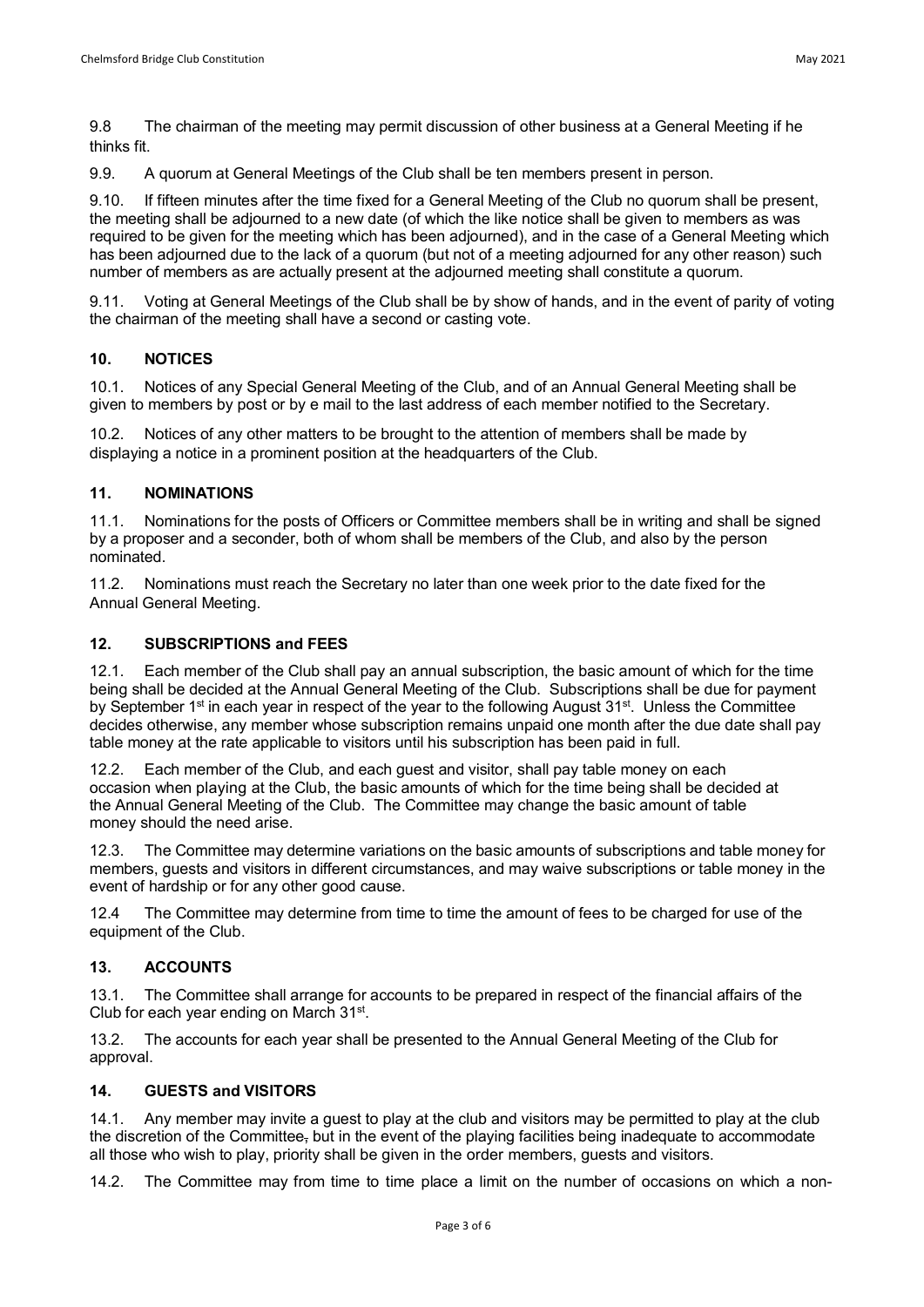9.8 The chairman of the meeting may permit discussion of other business at a General Meeting if he thinks fit.

9.9. A quorum at General Meetings of the Club shall be ten members present in person.

9.10. If fifteen minutes after the time fixed for a General Meeting of the Club no quorum shall be present, the meeting shall be adjourned to a new date (of which the like notice shall be given to members as was required to be given for the meeting which has been adjourned), and in the case of a General Meeting which has been adjourned due to the lack of a quorum (but not of a meeting adjourned for any other reason) such number of members as are actually present at the adjourned meeting shall constitute a quorum.

9.11. Voting at General Meetings of the Club shall be by show of hands, and in the event of parity of voting the chairman of the meeting shall have a second or casting vote.

### 10. NOTICES

10.1. Notices of any Special General Meeting of the Club, and of an Annual General Meeting shall be given to members by post or by e mail to the last address of each member notified to the Secretary.

10.2. Notices of any other matters to be brought to the attention of members shall be made by displaying a notice in a prominent position at the headquarters of the Club.

### 11. NOMINATIONS

11.1. Nominations for the posts of Officers or Committee members shall be in writing and shall be signed by a proposer and a seconder, both of whom shall be members of the Club, and also by the person nominated.

11.2. Nominations must reach the Secretary no later than one week prior to the date fixed for the Annual General Meeting.

### 12. SUBSCRIPTIONS and FEES

12.1. Each member of the Club shall pay an annual subscription, the basic amount of which for the time being shall be decided at the Annual General Meeting of the Club. Subscriptions shall be due for payment by September 1st in each year in respect of the year to the following August 31st. Unless the Committee decides otherwise, any member whose subscription remains unpaid one month after the due date shall pay table money at the rate applicable to visitors until his subscription has been paid in full.

12.2. Each member of the Club, and each guest and visitor, shall pay table money on each occasion when playing at the Club, the basic amounts of which for the time being shall be decided at the Annual General Meeting of the Club. The Committee may change the basic amount of table money should the need arise.

12.3. The Committee may determine variations on the basic amounts of subscriptions and table money for members, guests and visitors in different circumstances, and may waive subscriptions or table money in the event of hardship or for any other good cause.

12.4 The Committee may determine from time to time the amount of fees to be charged for use of the equipment of the Club.

### 13. ACCOUNTS

13.1. The Committee shall arrange for accounts to be prepared in respect of the financial affairs of the Club for each year ending on March 31st.

13.2. The accounts for each year shall be presented to the Annual General Meeting of the Club for approval.

### 14. GUESTS and VISITORS

14.1. Any member may invite a guest to play at the club and visitors may be permitted to play at the club the discretion of the Committee, but in the event of the playing facilities being inadequate to accommodate all those who wish to play, priority shall be given in the order members, guests and visitors.

14.2. The Committee may from time to time place a limit on the number of occasions on which a non-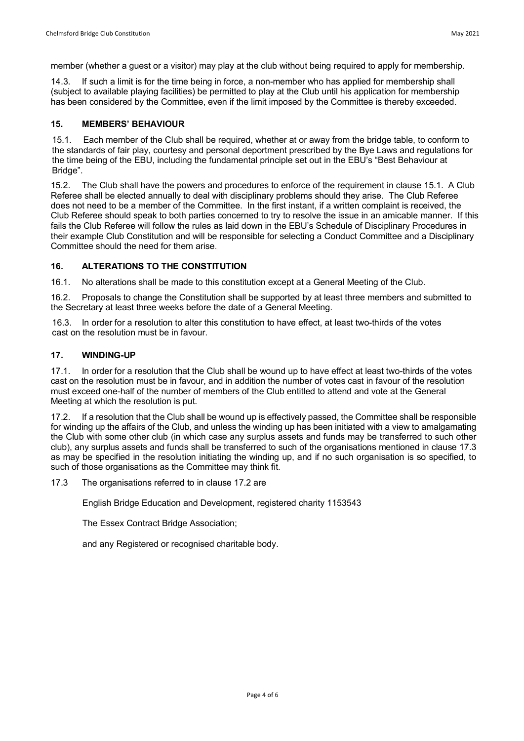member (whether a guest or a visitor) may play at the club without being required to apply for membership.

14.3. If such a limit is for the time being in force, a non-member who has applied for membership shall (subject to available playing facilities) be permitted to play at the Club until his application for membership has been considered by the Committee, even if the limit imposed by the Committee is thereby exceeded.

## 15. MEMBERS' BEHAVIOUR

15.1. Each member of the Club shall be required, whether at or away from the bridge table, to conform to the standards of fair play, courtesy and personal deportment prescribed by the Bye Laws and regulations for the time being of the EBU, including the fundamental principle set out in the EBU's "Best Behaviour at Bridge".

15.2. The Club shall have the powers and procedures to enforce of the requirement in clause 15.1. A Club Referee shall be elected annually to deal with disciplinary problems should they arise. The Club Referee does not need to be a member of the Committee. In the first instant, if a written complaint is received, the Club Referee should speak to both parties concerned to try to resolve the issue in an amicable manner. If this fails the Club Referee will follow the rules as laid down in the EBU's Schedule of Disciplinary Procedures in their example Club Constitution and will be responsible for selecting a Conduct Committee and a Disciplinary Committee should the need for them arise.

## 16. ALTERATIONS TO THE CONSTITUTION

16.1. No alterations shall be made to this constitution except at a General Meeting of the Club.

16.2. Proposals to change the Constitution shall be supported by at least three members and submitted to the Secretary at least three weeks before the date of a General Meeting.

16.3. In order for a resolution to alter this constitution to have effect, at least two-thirds of the votes cast on the resolution must be in favour.

## 17. WINDING-UP

17.1. In order for a resolution that the Club shall be wound up to have effect at least two-thirds of the votes cast on the resolution must be in favour, and in addition the number of votes cast in favour of the resolution must exceed one-half of the number of members of the Club entitled to attend and vote at the General Meeting at which the resolution is put.

17.2. If a resolution that the Club shall be wound up is effectively passed, the Committee shall be responsible for winding up the affairs of the Club, and unless the winding up has been initiated with a view to amalgamating the Club with some other club (in which case any surplus assets and funds may be transferred to such other club), any surplus assets and funds shall be transferred to such of the organisations mentioned in clause 17.3 as may be specified in the resolution initiating the winding up, and if no such organisation is so specified, to such of those organisations as the Committee may think fit.

17.3 The organisations referred to in clause 17.2 are

English Bridge Education and Development, registered charity 1153543

The Essex Contract Bridge Association;

and any Registered or recognised charitable body.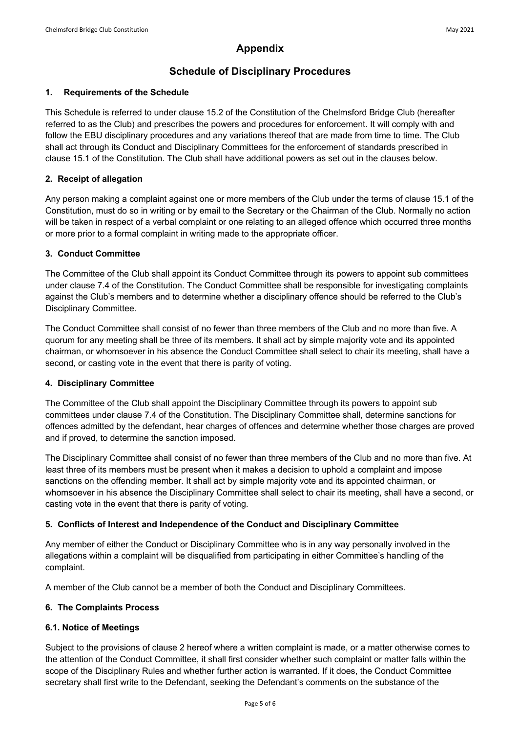# Appendix

## Schedule of Disciplinary Procedures

### 1. Requirements of the Schedule

This Schedule is referred to under clause 15.2 of the Constitution of the Chelmsford Bridge Club (hereafter referred to as the Club) and prescribes the powers and procedures for enforcement. It will comply with and follow the EBU disciplinary procedures and any variations thereof that are made from time to time. The Club shall act through its Conduct and Disciplinary Committees for the enforcement of standards prescribed in clause 15.1 of the Constitution. The Club shall have additional powers as set out in the clauses below.

### 2. Receipt of allegation

Any person making a complaint against one or more members of the Club under the terms of clause 15.1 of the Constitution, must do so in writing or by email to the Secretary or the Chairman of the Club. Normally no action will be taken in respect of a verbal complaint or one relating to an alleged offence which occurred three months or more prior to a formal complaint in writing made to the appropriate officer.

### 3. Conduct Committee

The Committee of the Club shall appoint its Conduct Committee through its powers to appoint sub committees under clause 7.4 of the Constitution. The Conduct Committee shall be responsible for investigating complaints against the Club's members and to determine whether a disciplinary offence should be referred to the Club's Disciplinary Committee.

The Conduct Committee shall consist of no fewer than three members of the Club and no more than five. A quorum for any meeting shall be three of its members. It shall act by simple majority vote and its appointed chairman, or whomsoever in his absence the Conduct Committee shall select to chair its meeting, shall have a second, or casting vote in the event that there is parity of voting.

### 4. Disciplinary Committee

The Committee of the Club shall appoint the Disciplinary Committee through its powers to appoint sub committees under clause 7.4 of the Constitution. The Disciplinary Committee shall, determine sanctions for offences admitted by the defendant, hear charges of offences and determine whether those charges are proved and if proved, to determine the sanction imposed.

The Disciplinary Committee shall consist of no fewer than three members of the Club and no more than five. At least three of its members must be present when it makes a decision to uphold a complaint and impose sanctions on the offending member. It shall act by simple majority vote and its appointed chairman, or whomsoever in his absence the Disciplinary Committee shall select to chair its meeting, shall have a second, or casting vote in the event that there is parity of voting.

### 5. Conflicts of Interest and Independence of the Conduct and Disciplinary Committee

Any member of either the Conduct or Disciplinary Committee who is in any way personally involved in the allegations within a complaint will be disqualified from participating in either Committee's handling of the complaint.

A member of the Club cannot be a member of both the Conduct and Disciplinary Committees.

### 6. The Complaints Process

### 6.1. Notice of Meetings

Subject to the provisions of clause 2 hereof where a written complaint is made, or a matter otherwise comes to the attention of the Conduct Committee, it shall first consider whether such complaint or matter falls within the scope of the Disciplinary Rules and whether further action is warranted. If it does, the Conduct Committee secretary shall first write to the Defendant, seeking the Defendant's comments on the substance of the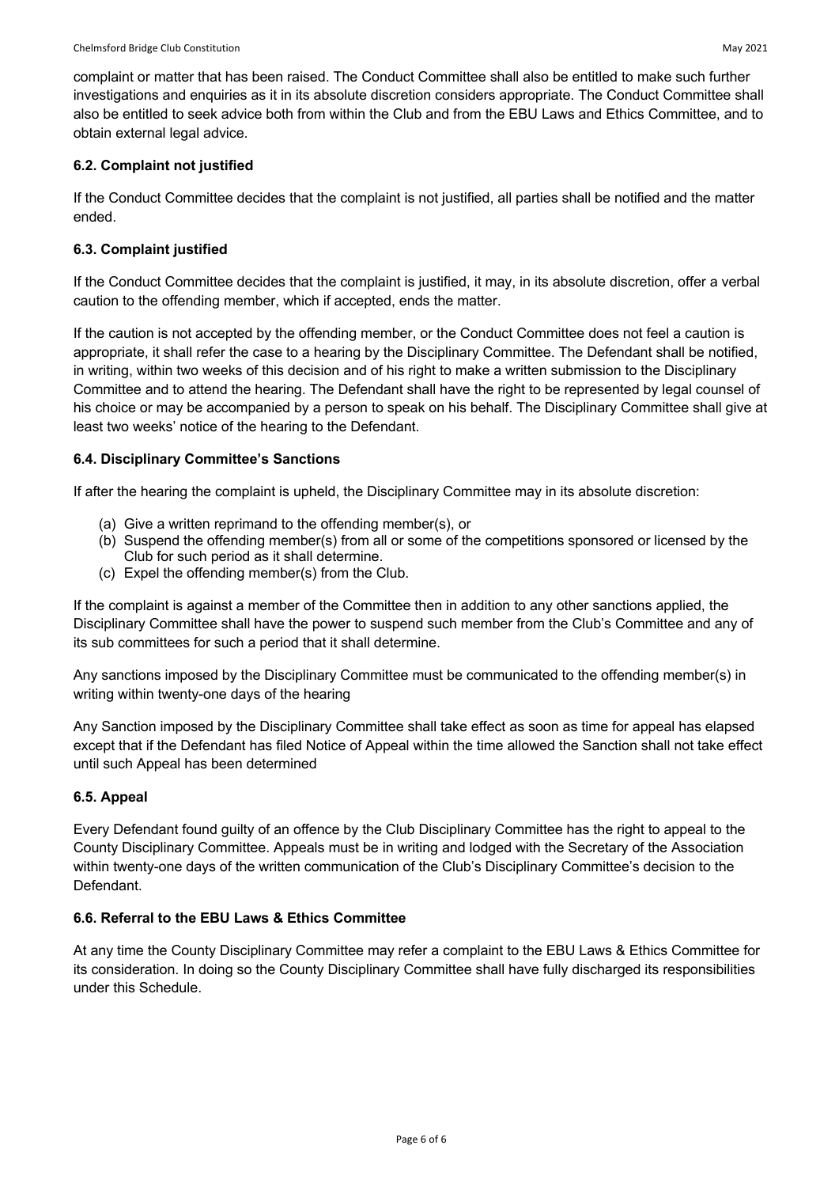complaint or matter that has been raised. The Conduct Committee shall also be entitled to make such further investigations and enquiries as it in its absolute discretion considers appropriate. The Conduct Committee shall also be entitled to seek advice both from within the Club and from the EBU Laws and Ethics Committee, and to obtain external legal advice.

### 6.2. Complaint not justified

If the Conduct Committee decides that the complaint is not justified, all parties shall be notified and the matter ended.

### 6.3. Complaint justified

If the Conduct Committee decides that the complaint is justified, it may, in its absolute discretion, offer a verbal caution to the offending member, which if accepted, ends the matter.

If the caution is not accepted by the offending member, or the Conduct Committee does not feel a caution is appropriate, it shall refer the case to a hearing by the Disciplinary Committee. The Defendant shall be notified, in writing, within two weeks of this decision and of his right to make a written submission to the Disciplinary Committee and to attend the hearing. The Defendant shall have the right to be represented by legal counsel of his choice or may be accompanied by a person to speak on his behalf. The Disciplinary Committee shall give at least two weeks' notice of the hearing to the Defendant.

### 6.4. Disciplinary Committee's Sanctions

If after the hearing the complaint is upheld, the Disciplinary Committee may in its absolute discretion:

(a) Give a written reprimand to the offending member(s), or
(b) Suspend the offending member(s) from all or some of the competitions sponsored or licensed by the Club for such period as it shall determine.
(c) Expel the offending member(s) from the Club.

If the complaint is against a member of the Committee then in addition to any other sanctions applied, the Disciplinary Committee shall have the power to suspend such member from the Club's Committee and any of its sub committees for such a period that it shall determine.

Any sanctions imposed by the Disciplinary Committee must be communicated to the offending member(s) in writing within twenty-one days of the hearing

Any Sanction imposed by the Disciplinary Committee shall take effect as soon as time for appeal has elapsed except that if the Defendant has filed Notice of Appeal within the time allowed the Sanction shall not take effect until such Appeal has been determined

### 6.5. Appeal

Every Defendant found guilty of an offence by the Club Disciplinary Committee has the right to appeal to the County Disciplinary Committee. Appeals must be in writing and lodged with the Secretary of the Association within twenty-one days of the written communication of the Club's Disciplinary Committee's decision to the Defendant.

### 6.6. Referral to the EBU Laws & Ethics Committee

At any time the County Disciplinary Committee may refer a complaint to the EBU Laws & Ethics Committee for its consideration. In doing so the County Disciplinary Committee shall have fully discharged its responsibilities under this Schedule.